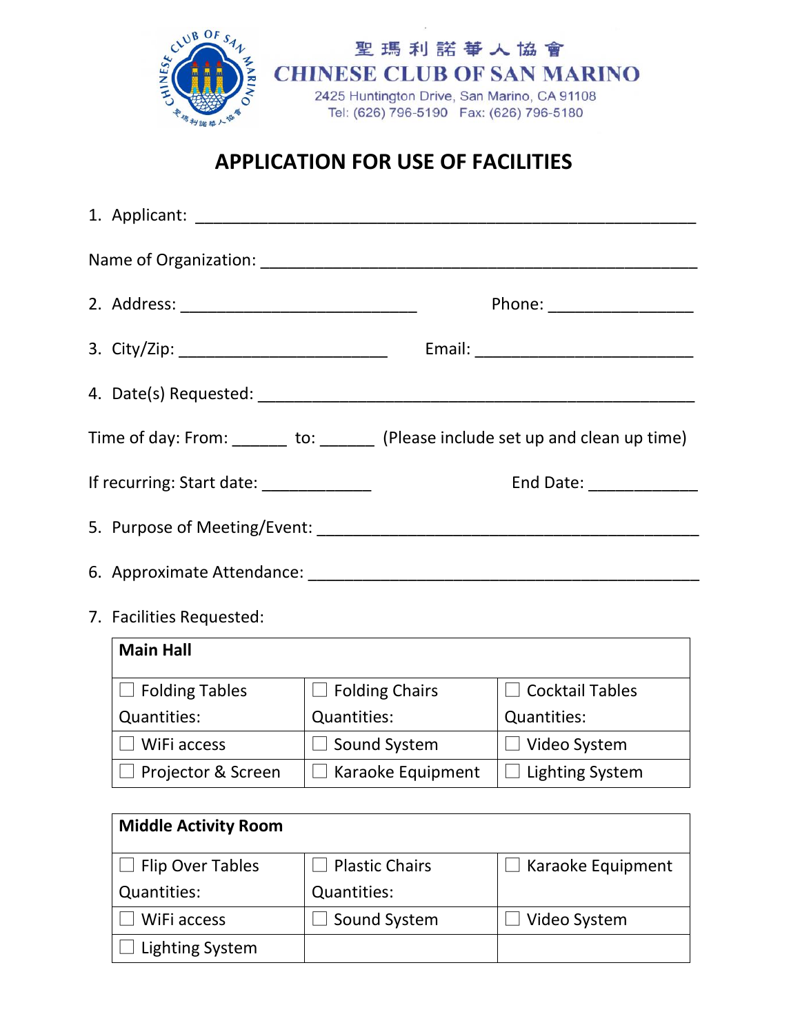聖瑪利諾華人協會

# CHINESE CLUB OF SAN MARINO

2425 Huntington Drive, San Marino, CA 91108
Tel: (626) 796-5190 Fax: (626) 796-5180

## APPLICATION FOR USE OF FACILITIES

1. Applicant: ____________________________________________________

Name of Organization: ______________________________________________

2. Address: ___________________________ Phone: ________________

3. City/Zip: ________________________ Email: _________________________

4. Date(s) Requested: ______________________________________________

Time of day: From: ______ to: ______ (Please include set up and clean up time)

If recurring: Start date: ____________ End Date: ____________

5. Purpose of Meeting/Event: _________________________________________

6. Approximate Attendance: __________________________________________

7. Facilities Requested:

| **Main Hall** | | |
|---|---|---|
| ☐ Folding Tables<br>Quantities: | ☐ Folding Chairs<br>Quantities: | ☐ Cocktail Tables<br>Quantities: |
| ☐ WiFi access | ☐ Sound System | ☐ Video System |
| ☐ Projector & Screen | ☐ Karaoke Equipment | ☐ Lighting System |

| **Middle Activity Room** | | |
|---|---|---|
| ☐ Flip Over Tables<br>Quantities: | ☐ Plastic Chairs<br>Quantities: | ☐ Karaoke Equipment |
| ☐ WiFi access | ☐ Sound System | ☐ Video System |
| ☐ Lighting System | | |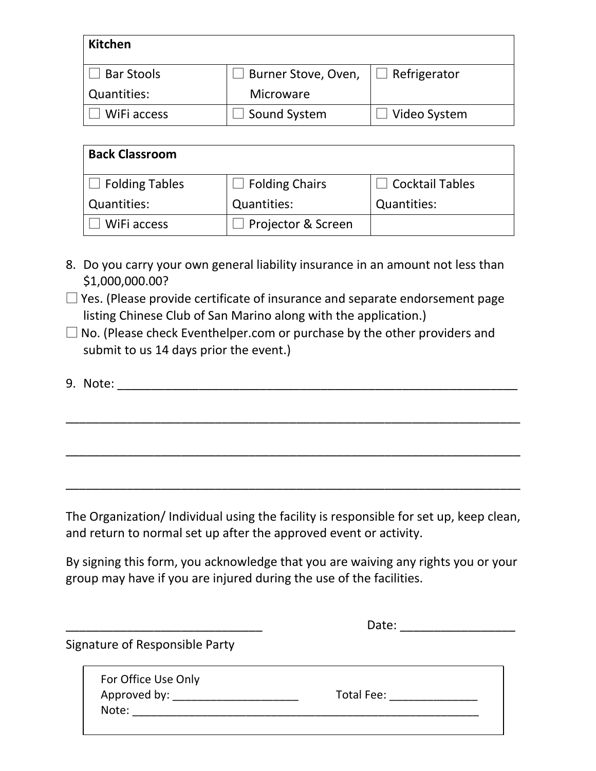| Kitchen | | |
|---|---|---|
| ☐ Bar Stools<br>Quantities: | ☐ Burner Stove, Oven, Microware | ☐ Refrigerator |
| ☐ WiFi access | ☐ Sound System | ☐ Video System |

| Back Classroom | | |
|---|---|---|
| ☐ Folding Tables<br>Quantities: | ☐ Folding Chairs<br>Quantities: | ☐ Cocktail Tables<br>Quantities: |
| ☐ WiFi access | ☐ Projector & Screen | |

8. Do you carry your own general liability insurance in an amount not less than $1,000,000.00?

☐ Yes. (Please provide certificate of insurance and separate endorsement page listing Chinese Club of San Marino along with the application.)

☐ No. (Please check Eventhelper.com or purchase by the other providers and submit to us 14 days prior the event.)

9. Note: ____________________________________________________________

______________________________________________________________________

______________________________________________________________________

______________________________________________________________________

The Organization/ Individual using the facility is responsible for set up, keep clean, and return to normal set up after the approved event or activity.

By signing this form, you acknowledge that you are waiving any rights you or your group may have if you are injured during the use of the facilities.

_____________________________ Date: _________________

Signature of Responsible Party

| For Office Use Only |
|---|
| Approved by: ____________________ Total Fee: ______________ |
| Note: __________________________________________________________ |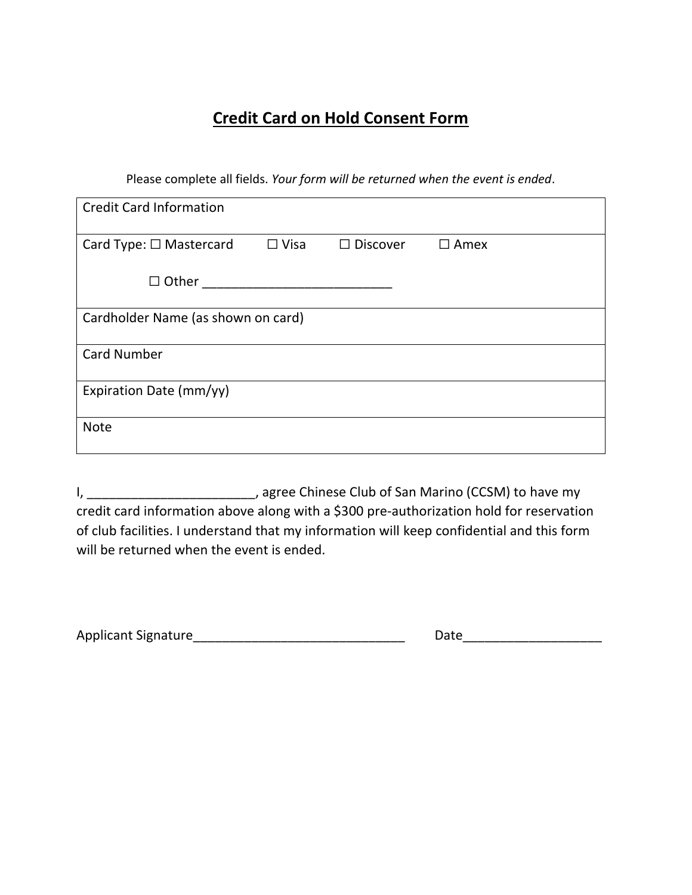# **Credit Card on Hold Consent Form**

Please complete all fields. *Your form will be returned when the event is ended*.

| |
|---|
| Credit Card Information |
| Card Type: ☐ Mastercard ☐ Visa ☐ Discover ☐ Amex<br><br>☐ Other __________________________ |
| Cardholder Name (as shown on card) |
| Card Number |
| Expiration Date (mm/yy) |
| Note |

I, _______________________, agree Chinese Club of San Marino (CCSM) to have my credit card information above along with a $300 pre-authorization hold for reservation of club facilities. I understand that my information will keep confidential and this form will be returned when the event is ended.

Applicant Signature_____________________________ Date___________________